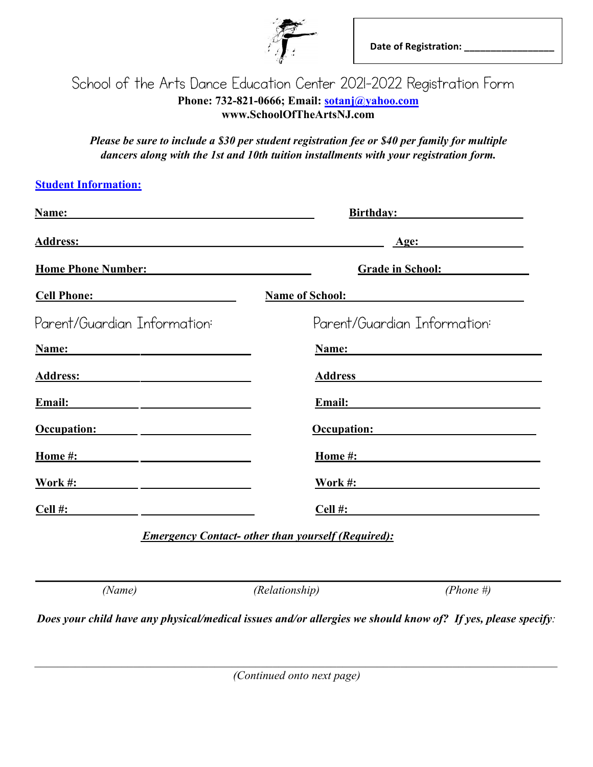**Date of Registration: ________________**

# School of the Arts Dance Education Center 2021-2022 Registration Form

**Phone: 732-821-0666; Email: sotanj@yahoo.com**
**www.SchoolOfTheArtsNJ.com**

***Please be sure to include a $30 per student registration fee or $40 per family for multiple dancers along with the 1st and 10th tuition installments with your registration form.***

## Student Information:

**Name:** ______________________________ **Birthday:** ____________________

**Address:** ______________________________________ **Age:** ______________

**Home Phone Number:** ________________________ **Grade in School:** ____________

**Cell Phone:** ____________________ **Name of School:** ________________________

## Parent/Guardian Information:

**Name:** ________________________
**Address:** ________________________
**Email:** ________________________
**Occupation:** ________________________
**Home #:** ________________________
**Work #:** ________________________
**Cell #:** ________________________

## Parent/Guardian Information:

**Name:** ________________________
**Address** ________________________
**Email:** ________________________
**Occupation:** ________________________
**Home #:** ________________________
**Work #:** ________________________
**Cell #:** ________________________

***Emergency Contact- other than yourself (Required):***

___________________________________________________________________

*(Name)* *(Relationship)* *(Phone #)*

***Does your child have any physical/medical issues and/or allergies we should know of? If yes, please specify:***

___________________________________________________________________

*(Continued onto next page)*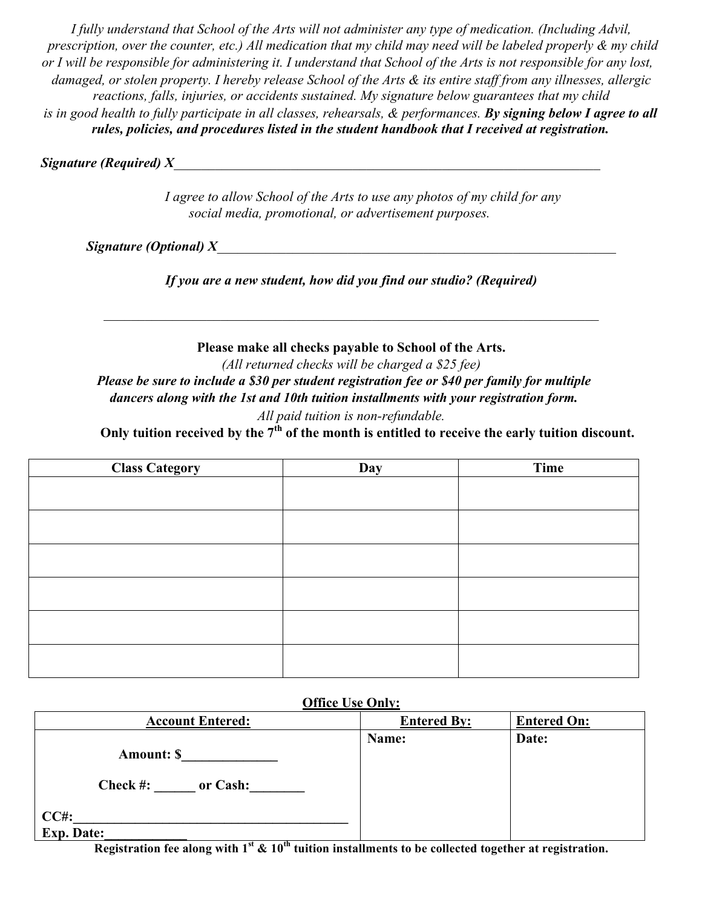*I fully understand that School of the Arts will not administer any type of medication. (Including Advil, prescription, over the counter, etc.) All medication that my child may need will be labeled properly & my child or I will be responsible for administering it. I understand that School of the Arts is not responsible for any lost, damaged, or stolen property. I hereby release School of the Arts & its entire staff from any illnesses, allergic reactions, falls, injuries, or accidents sustained. My signature below guarantees that my child is in good health to fully participate in all classes, rehearsals, & performances.* ***By signing below I agree to all rules, policies, and procedures listed in the student handbook that I received at registration.***

***Signature (Required) X***_____________________________________________________________________

*I agree to allow School of the Arts to use any photos of my child for any social media, promotional, or advertisement purposes.*

***Signature (Optional) X***_______________________________________________________________

***If you are a new student, how did you find our studio? (Required)***

_____________________________________________________________________________

**Please make all checks payable to School of the Arts.**

*(All returned checks will be charged a $25 fee)*

***Please be sure to include a $30 per student registration fee or $40 per family for multiple dancers along with the 1st and 10th tuition installments with your registration form.***

*All paid tuition is non-refundable.*

**Only tuition received by the 7th of the month is entitled to receive the early tuition discount.**

| Class Category | Day | Time |
|---|---|---|
| | | |
| | | |
| | | |
| | | |
| | | |
| | | |

**Office Use Only:**

| Account Entered: | Entered By: | Entered On: |
|---|---|---|
| **Amount: $**______________ **Check #:** ______ **or Cash:**________ **CC#:**__________________________________________ **Exp. Date:**____________ | **Name:** | **Date:** |

**Registration fee along with 1st & 10th tuition installments to be collected together at registration.**